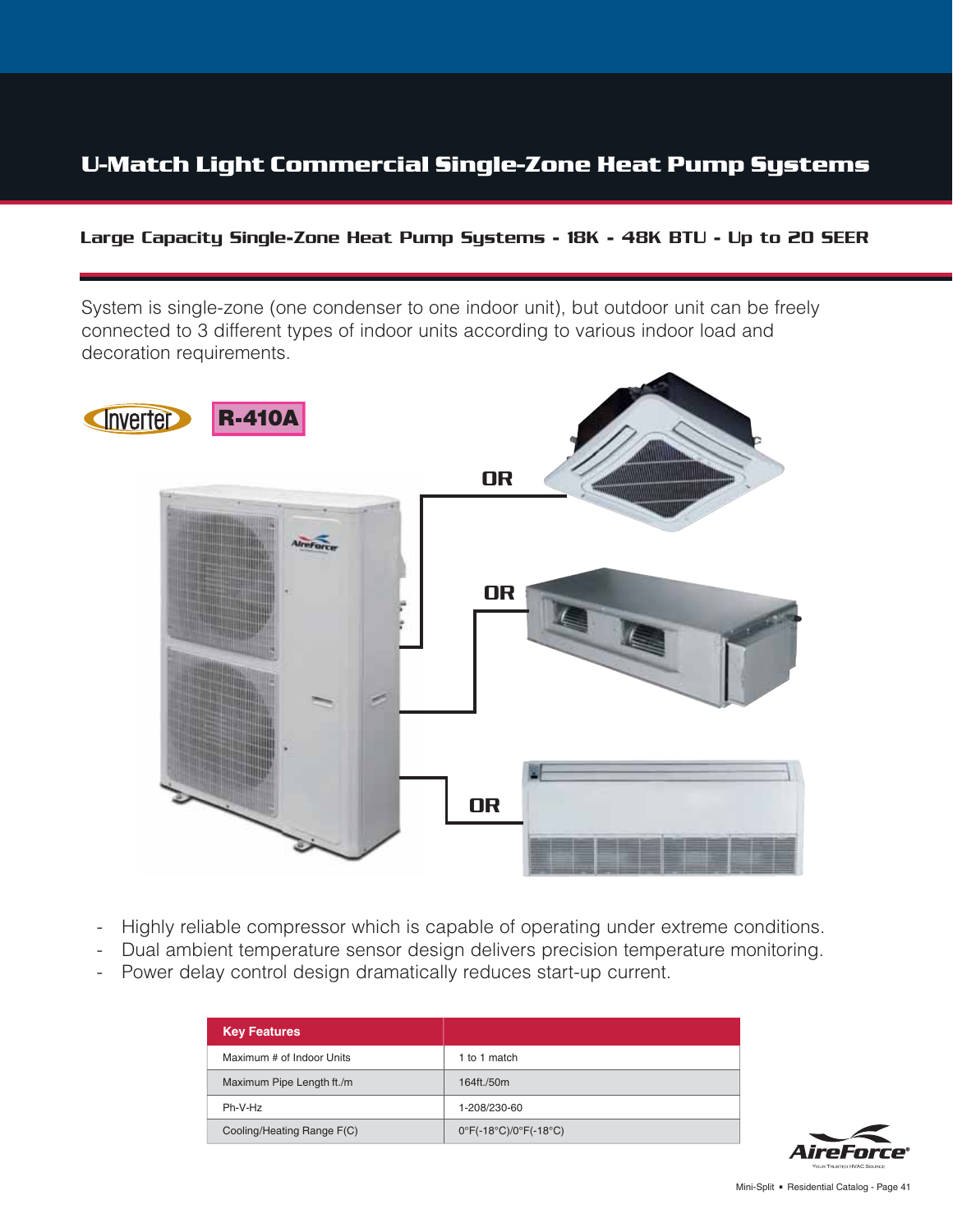# U-Match Light Commercial Single-Zone Heat Pump Systems

## Large Capacity Single-Zone Heat Pump Systems - 18K - 48K BTU - Up to 20 SEER

System is single-zone (one condenser to one indoor unit), but outdoor unit can be freely connected to 3 different types of indoor units according to various indoor load and decoration requirements.

Inverter R-410A

OR

OR

OR

- Highly reliable compressor which is capable of operating under extreme conditions.
- Dual ambient temperature sensor design delivers precision temperature monitoring.
- Power delay control design dramatically reduces start-up current.

| Key Features | |
|---|---|
| Maximum # of Indoor Units | 1 to 1 match |
| Maximum Pipe Length ft./m | 164ft./50m |
| Ph-V-Hz | 1-208/230-60 |
| Cooling/Heating Range F(C) | 0°F(-18°C)/0°F(-18°C) |

AireForce® Your Trusted HVAC Source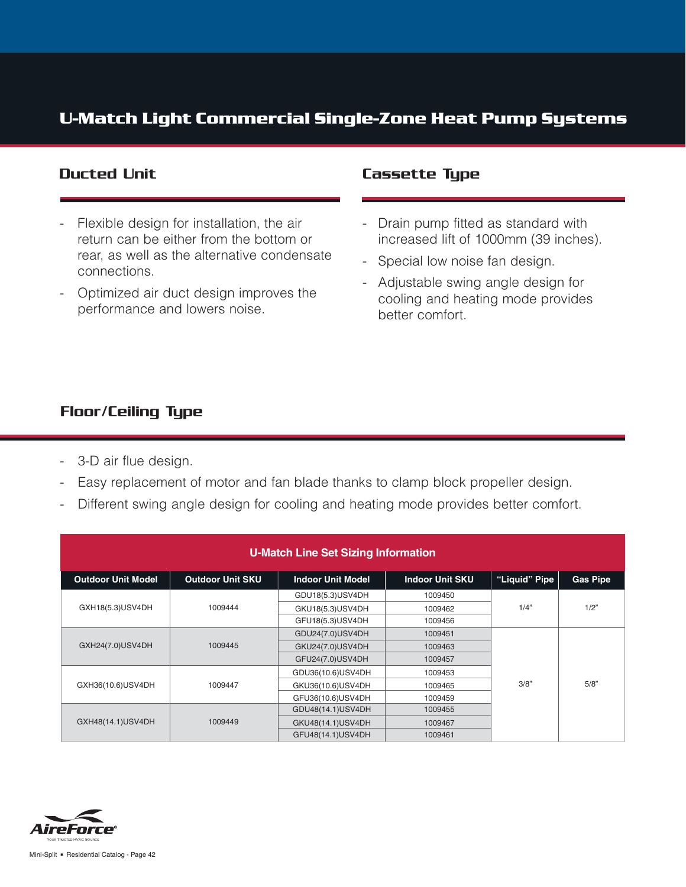# U-Match Light Commercial Single-Zone Heat Pump Systems

## Ducted Unit

- Flexible design for installation, the air return can be either from the bottom or rear, as well as the alternative condensate connections.
- Optimized air duct design improves the performance and lowers noise.

## Cassette Type

- Drain pump fitted as standard with increased lift of 1000mm (39 inches).
- Special low noise fan design.
- Adjustable swing angle design for cooling and heating mode provides better comfort.

## Floor/Ceiling Type

- 3-D air flue design.
- Easy replacement of motor and fan blade thanks to clamp block propeller design.
- Different swing angle design for cooling and heating mode provides better comfort.

**U-Match Line Set Sizing Information**

| Outdoor Unit Model | Outdoor Unit SKU | Indoor Unit Model | Indoor Unit SKU | "Liquid" Pipe | Gas Pipe |
|---|---|---|---|---|---|
| GXH18(5.3)USV4DH | 1009444 | GDU18(5.3)USV4DH | 1009450 | 1/4" | 1/2" |
| | | GKU18(5.3)USV4DH | 1009462 | | |
| | | GFU18(5.3)USV4DH | 1009456 | | |
| GXH24(7.0)USV4DH | 1009445 | GDU24(7.0)USV4DH | 1009451 | 3/8" | 5/8" |
| | | GKU24(7.0)USV4DH | 1009463 | | |
| | | GFU24(7.0)USV4DH | 1009457 | | |
| GXH36(10.6)USV4DH | 1009447 | GDU36(10.6)USV4DH | 1009453 | | |
| | | GKU36(10.6)USV4DH | 1009465 | | |
| | | GFU36(10.6)USV4DH | 1009459 | | |
| GXH48(14.1)USV4DH | 1009449 | GDU48(14.1)USV4DH | 1009455 | | |
| | | GKU48(14.1)USV4DH | 1009467 | | |
| | | GFU48(14.1)USV4DH | 1009461 | | |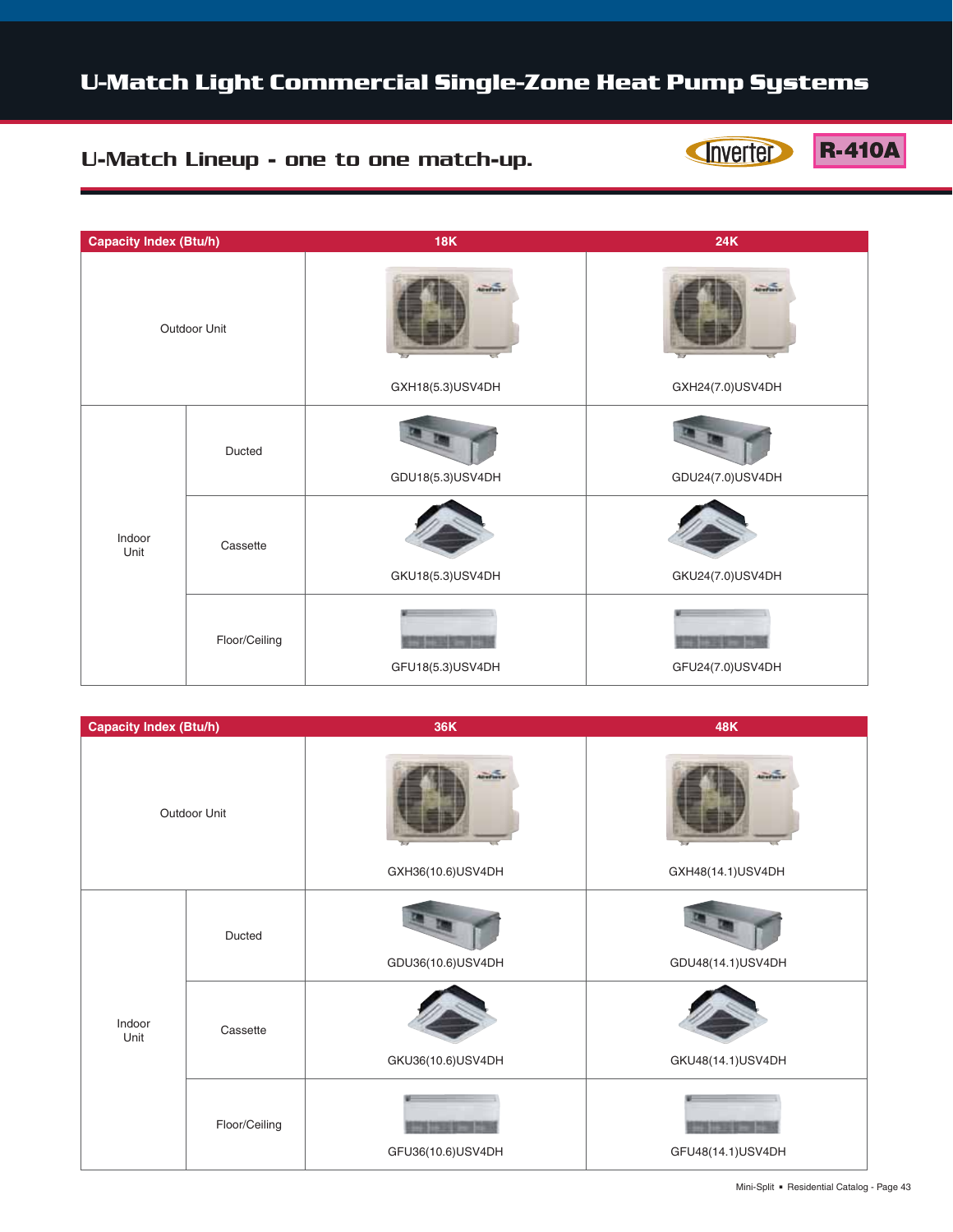# U-Match Light Commercial Single-Zone Heat Pump Systems

## U-Match Lineup - one to one match-up.

Inverter | R-410A

| Capacity Index (Btu/h) | | 18K | 24K |
|---|---|---|---|
| Outdoor Unit | | GXH18(5.3)USV4DH | GXH24(7.0)USV4DH |
| Indoor Unit | Ducted | GDU18(5.3)USV4DH | GDU24(7.0)USV4DH |
| | Cassette | GKU18(5.3)USV4DH | GKU24(7.0)USV4DH |
| | Floor/Ceiling | GFU18(5.3)USV4DH | GFU24(7.0)USV4DH |

| Capacity Index (Btu/h) | | 36K | 48K |
|---|---|---|---|
| Outdoor Unit | | GXH36(10.6)USV4DH | GXH48(14.1)USV4DH |
| Indoor Unit | Ducted | GDU36(10.6)USV4DH | GDU48(14.1)USV4DH |
| | Cassette | GKU36(10.6)USV4DH | GKU48(14.1)USV4DH |
| | Floor/Ceiling | GFU36(10.6)USV4DH | GFU48(14.1)USV4DH |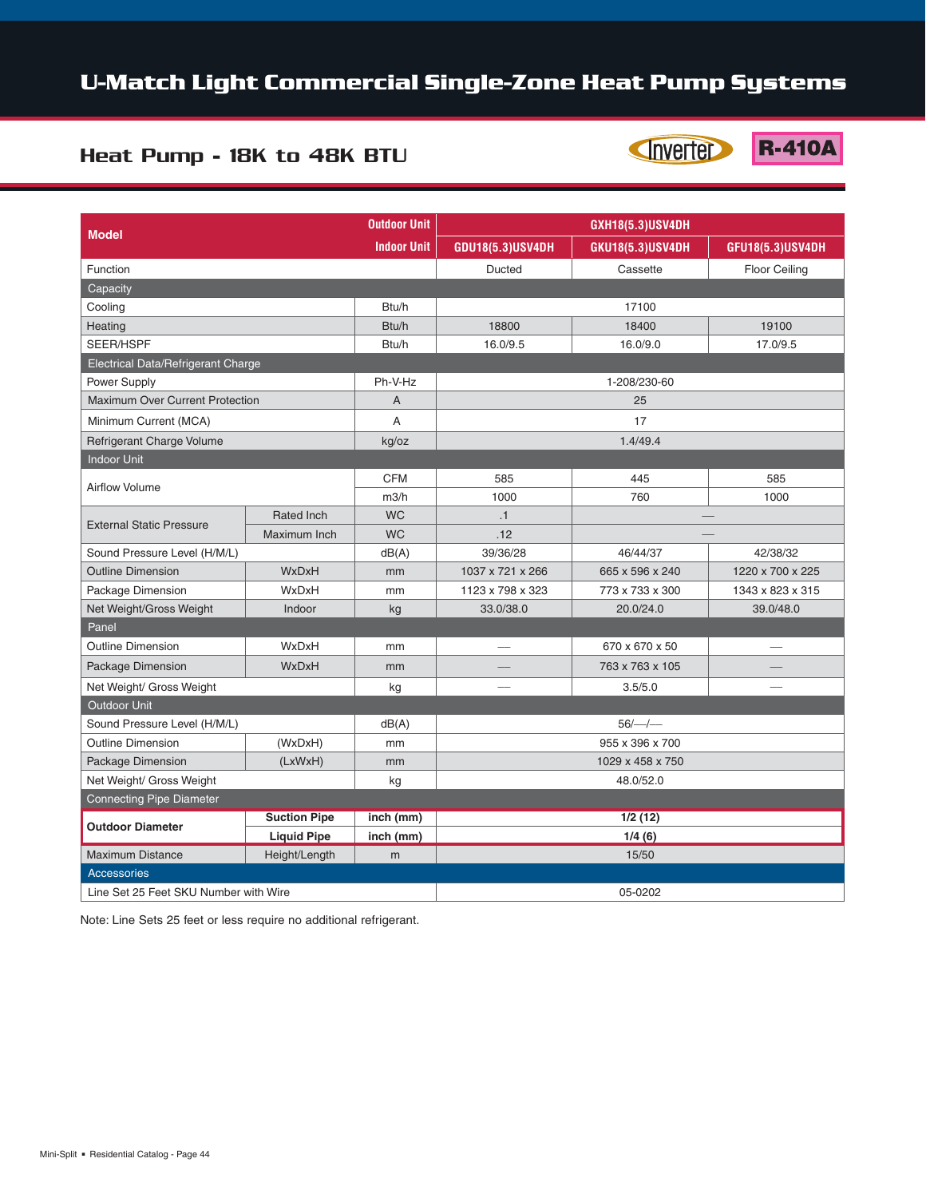# U-Match Light Commercial Single-Zone Heat Pump Systems

## Heat Pump - 18K to 48K BTU

Inverter | R-410A

| Model | | Outdoor Unit | GXH18(5.3)USV4DH | | |
|---|---|---|---|---|---|
| | | Indoor Unit | GDU18(5.3)USV4DH | GKU18(5.3)USV4DH | GFU18(5.3)USV4DH |
| Function | | | Ducted | Cassette | Floor Ceiling |
| **Capacity** | | | | | |
| Cooling | | Btu/h | 17100 | | |
| Heating | | Btu/h | 18800 | 18400 | 19100 |
| SEER/HSPF | | Btu/h | 16.0/9.5 | 16.0/9.0 | 17.0/9.5 |
| **Electrical Data/Refrigerant Charge** | | | | | |
| Power Supply | | Ph-V-Hz | 1-208/230-60 | | |
| Maximum Over Current Protection | | A | 25 | | |
| Minimum Current (MCA) | | A | 17 | | |
| Refrigerant Charge Volume | | kg/oz | 1.4/49.4 | | |
| **Indoor Unit** | | | | | |
| Airflow Volume | | CFM | 585 | 445 | 585 |
| | | m3/h | 1000 | 760 | 1000 |
| External Static Pressure | Rated Inch | WC | .1 | — | |
| | Maximum Inch | WC | .12 | — | |
| Sound Pressure Level (H/M/L) | | dB(A) | 39/36/28 | 46/44/37 | 42/38/32 |
| Outline Dimension | WxDxH | mm | 1037 x 721 x 266 | 665 x 596 x 240 | 1220 x 700 x 225 |
| Package Dimension | WxDxH | mm | 1123 x 798 x 323 | 773 x 733 x 300 | 1343 x 823 x 315 |
| Net Weight/Gross Weight | Indoor | kg | 33.0/38.0 | 20.0/24.0 | 39.0/48.0 |
| **Panel** | | | | | |
| Outline Dimension | WxDxH | mm | — | 670 x 670 x 50 | — |
| Package Dimension | WxDxH | mm | — | 763 x 763 x 105 | — |
| Net Weight/ Gross Weight | | kg | — | 3.5/5.0 | — |
| **Outdoor Unit** | | | | | |
| Sound Pressure Level (H/M/L) | | dB(A) | 56/—/— | | |
| Outline Dimension | (WxDxH) | mm | 955 x 396 x 700 | | |
| Package Dimension | (LxWxH) | mm | 1029 x 458 x 750 | | |
| Net Weight/ Gross Weight | | kg | 48.0/52.0 | | |
| **Connecting Pipe Diameter** | | | | | |
| **Outdoor Diameter** | **Suction Pipe** | **inch (mm)** | **1/2 (12)** | | |
| | **Liquid Pipe** | **inch (mm)** | **1/4 (6)** | | |
| Maximum Distance | Height/Length | m | 15/50 | | |
| **Accessories** | | | | | |
| Line Set 25 Feet SKU Number with Wire | | | 05-0202 | | |

Note: Line Sets 25 feet or less require no additional refrigerant.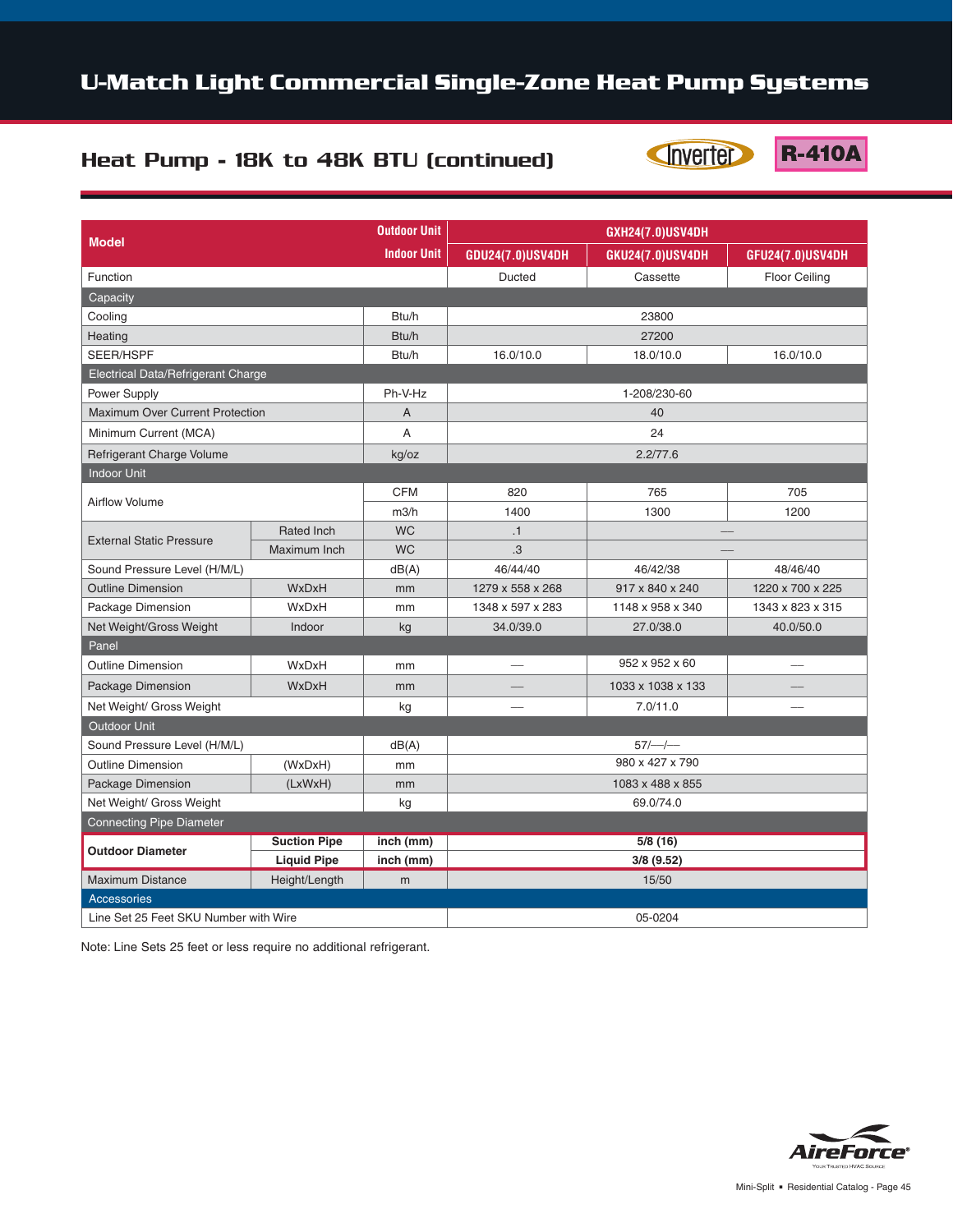# U-Match Light Commercial Single-Zone Heat Pump Systems

## Heat Pump - 18K to 48K BTU (continued)

Inverter | R-410A

| Model | | Outdoor Unit | GXH24(7.0)USV4DH | | |
|---|---|---|---|---|---|
| | | Indoor Unit | GDU24(7.0)USV4DH | GKU24(7.0)USV4DH | GFU24(7.0)USV4DH |
| Function | | | Ducted | Cassette | Floor Ceiling |
| **Capacity** | | | | | |
| Cooling | | Btu/h | 23800 | | |
| Heating | | Btu/h | 27200 | | |
| SEER/HSPF | | Btu/h | 16.0/10.0 | 18.0/10.0 | 16.0/10.0 |
| **Electrical Data/Refrigerant Charge** | | | | | |
| Power Supply | | Ph-V-Hz | 1-208/230-60 | | |
| Maximum Over Current Protection | | A | 40 | | |
| Minimum Current (MCA) | | A | 24 | | |
| Refrigerant Charge Volume | | kg/oz | 2.2/77.6 | | |
| **Indoor Unit** | | | | | |
| Airflow Volume | | CFM | 820 | 765 | 705 |
| | | m3/h | 1400 | 1300 | 1200 |
| External Static Pressure | Rated Inch | WC | .1 | — | |
| | Maximum Inch | WC | .3 | — | |
| Sound Pressure Level (H/M/L) | | dB(A) | 46/44/40 | 46/42/38 | 48/46/40 |
| Outline Dimension | WxDxH | mm | 1279 x 558 x 268 | 917 x 840 x 240 | 1220 x 700 x 225 |
| Package Dimension | WxDxH | mm | 1348 x 597 x 283 | 1148 x 958 x 340 | 1343 x 823 x 315 |
| Net Weight/Gross Weight | Indoor | kg | 34.0/39.0 | 27.0/38.0 | 40.0/50.0 |
| **Panel** | | | | | |
| Outline Dimension | WxDxH | mm | — | 952 x 952 x 60 | — |
| Package Dimension | WxDxH | mm | — | 1033 x 1038 x 133 | — |
| Net Weight/ Gross Weight | | kg | — | 7.0/11.0 | — |
| **Outdoor Unit** | | | | | |
| Sound Pressure Level (H/M/L) | | dB(A) | 57/—/— | | |
| Outline Dimension | (WxDxH) | mm | 980 x 427 x 790 | | |
| Package Dimension | (LxWxH) | mm | 1083 x 488 x 855 | | |
| Net Weight/ Gross Weight | | kg | 69.0/74.0 | | |
| **Connecting Pipe Diameter** | | | | | |
| **Outdoor Diameter** | **Suction Pipe** | **inch (mm)** | **5/8 (16)** | | |
| | **Liquid Pipe** | **inch (mm)** | **3/8 (9.52)** | | |
| Maximum Distance | Height/Length | m | 15/50 | | |
| **Accessories** | | | | | |
| Line Set 25 Feet SKU Number with Wire | | | 05-0204 | | |

Note: Line Sets 25 feet or less require no additional refrigerant.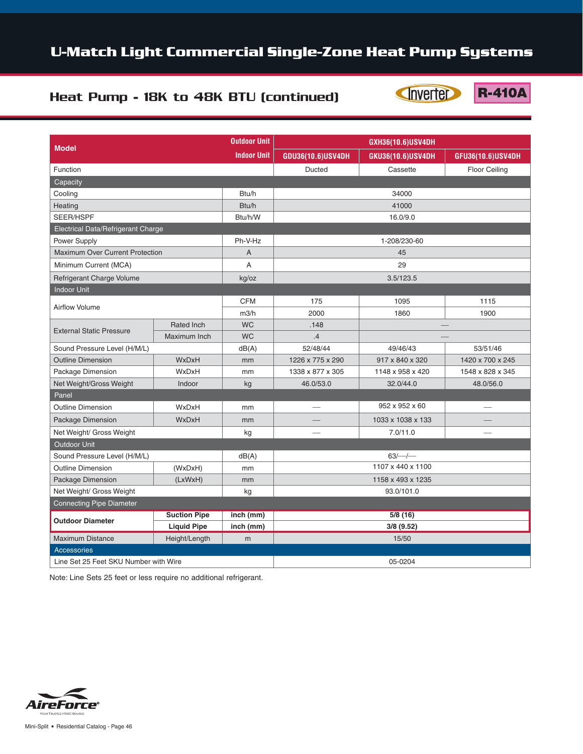# U-Match Light Commercial Single-Zone Heat Pump Systems

## Heat Pump - 18K to 48K BTU (continued)

Inverter | R-410A

| Model | | Outdoor Unit | GXH36(10.6)USV4DH | | |
|---|---|---|---|---|---|
| | | Indoor Unit | GDU36(10.6)USV4DH | GKU36(10.6)USV4DH | GFU36(10.6)USV4DH |
| Function | | | Ducted | Cassette | Floor Ceiling |
| **Capacity** | | | | | |
| Cooling | | Btu/h | 34000 | | |
| Heating | | Btu/h | 41000 | | |
| SEER/HSPF | | Btu/h/W | 16.0/9.0 | | |
| **Electrical Data/Refrigerant Charge** | | | | | |
| Power Supply | | Ph-V-Hz | 1-208/230-60 | | |
| Maximum Over Current Protection | | A | 45 | | |
| Minimum Current (MCA) | | A | 29 | | |
| Refrigerant Charge Volume | | kg/oz | 3.5/123.5 | | |
| **Indoor Unit** | | | | | |
| Airflow Volume | | CFM | 175 | 1095 | 1115 |
| | | m3/h | 2000 | 1860 | 1900 |
| External Static Pressure | Rated Inch | WC | .148 | — | |
| | Maximum Inch | WC | .4 | — | |
| Sound Pressure Level (H/M/L) | | dB(A) | 52/48/44 | 49/46/43 | 53/51/46 |
| Outline Dimension | WxDxH | mm | 1226 x 775 x 290 | 917 x 840 x 320 | 1420 x 700 x 245 |
| Package Dimension | WxDxH | mm | 1338 x 877 x 305 | 1148 x 958 x 420 | 1548 x 828 x 345 |
| Net Weight/Gross Weight | Indoor | kg | 46.0/53.0 | 32.0/44.0 | 48.0/56.0 |
| **Panel** | | | | | |
| Outline Dimension | WxDxH | mm | — | 952 x 952 x 60 | — |
| Package Dimension | WxDxH | mm | — | 1033 x 1038 x 133 | — |
| Net Weight/ Gross Weight | | kg | — | 7.0/11.0 | — |
| **Outdoor Unit** | | | | | |
| Sound Pressure Level (H/M/L) | | dB(A) | 63/—/— | | |
| Outline Dimension | (WxDxH) | mm | 1107 x 440 x 1100 | | |
| Package Dimension | (LxWxH) | mm | 1158 x 493 x 1235 | | |
| Net Weight/ Gross Weight | | kg | 93.0/101.0 | | |
| **Connecting Pipe Diameter** | | | | | |
| **Outdoor Diameter** | **Suction Pipe** | **inch (mm)** | **5/8 (16)** | | |
| | **Liquid Pipe** | **inch (mm)** | **3/8 (9.52)** | | |
| Maximum Distance | Height/Length | m | 15/50 | | |
| **Accessories** | | | | | |
| Line Set 25 Feet SKU Number with Wire | | | 05-0204 | | |

Note: Line Sets 25 feet or less require no additional refrigerant.

AireForce® YOUR TRUSTED HVAC SOURCE

Mini-Split ▪ Residential Catalog - Page 46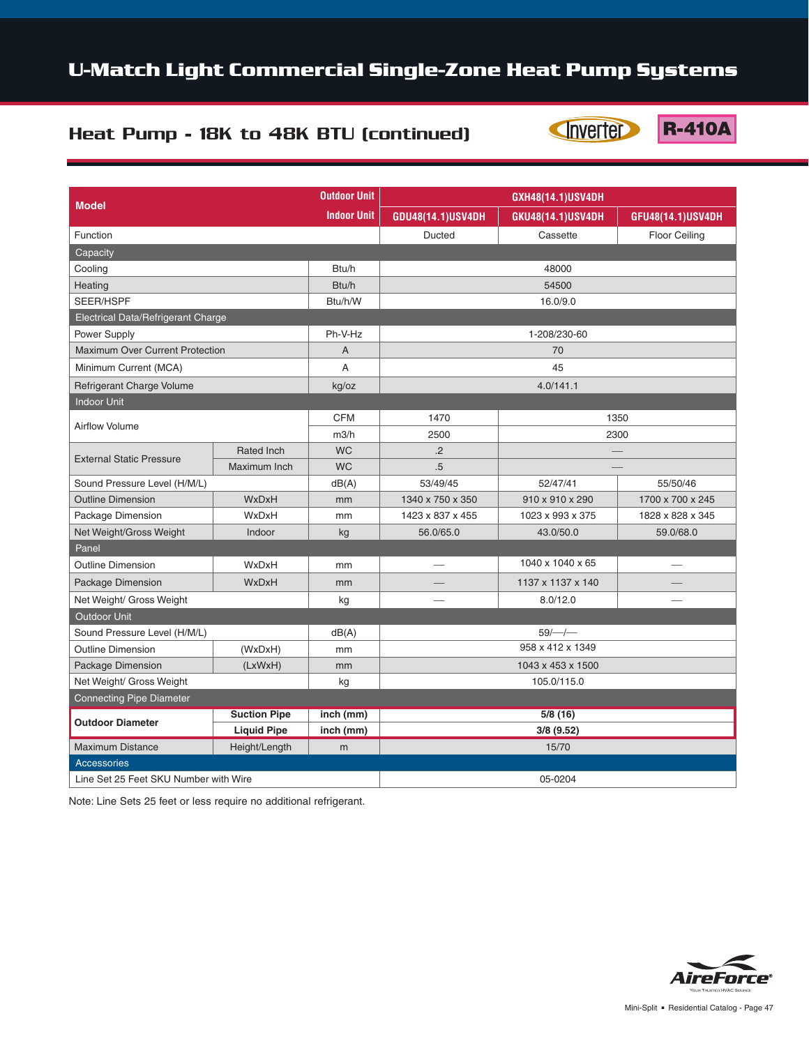# U-Match Light Commercial Single-Zone Heat Pump Systems

## Heat Pump - 18K to 48K BTU (continued)

Inverter | R-410A

| Model | | Outdoor Unit | GXH48(14.1)USV4DH | | |
|---|---|---|---|---|---|
| | | Indoor Unit | GDU48(14.1)USV4DH | GKU48(14.1)USV4DH | GFU48(14.1)USV4DH |
| Function | | | Ducted | Cassette | Floor Ceiling |
| **Capacity** | | | | | |
| Cooling | | Btu/h | 48000 | | |
| Heating | | Btu/h | 54500 | | |
| SEER/HSPF | | Btu/h/W | 16.0/9.0 | | |
| **Electrical Data/Refrigerant Charge** | | | | | |
| Power Supply | | Ph-V-Hz | 1-208/230-60 | | |
| Maximum Over Current Protection | | A | 70 | | |
| Minimum Current (MCA) | | A | 45 | | |
| Refrigerant Charge Volume | | kg/oz | 4.0/141.1 | | |
| **Indoor Unit** | | | | | |
| Airflow Volume | | CFM | 1470 | 1350 | |
| | | m3/h | 2500 | 2300 | |
| External Static Pressure | Rated Inch | WC | .2 | — | |
| | Maximum Inch | WC | .5 | — | |
| Sound Pressure Level (H/M/L) | | dB(A) | 53/49/45 | 52/47/41 | 55/50/46 |
| Outline Dimension | WxDxH | mm | 1340 x 750 x 350 | 910 x 910 x 290 | 1700 x 700 x 245 |
| Package Dimension | WxDxH | mm | 1423 x 837 x 455 | 1023 x 993 x 375 | 1828 x 828 x 345 |
| Net Weight/Gross Weight | Indoor | kg | 56.0/65.0 | 43.0/50.0 | 59.0/68.0 |
| **Panel** | | | | | |
| Outline Dimension | WxDxH | mm | — | 1040 x 1040 x 65 | — |
| Package Dimension | WxDxH | mm | — | 1137 x 1137 x 140 | — |
| Net Weight/ Gross Weight | | kg | — | 8.0/12.0 | — |
| **Outdoor Unit** | | | | | |
| Sound Pressure Level (H/M/L) | | dB(A) | 59/—/— | | |
| Outline Dimension | (WxDxH) | mm | 958 x 412 x 1349 | | |
| Package Dimension | (LxWxH) | mm | 1043 x 453 x 1500 | | |
| Net Weight/ Gross Weight | | kg | 105.0/115.0 | | |
| **Connecting Pipe Diameter** | | | | | |
| **Outdoor Diameter** | **Suction Pipe** | **inch (mm)** | **5/8 (16)** | | |
| | **Liquid Pipe** | **inch (mm)** | **3/8 (9.52)** | | |
| Maximum Distance | Height/Length | m | 15/70 | | |
| **Accessories** | | | | | |
| Line Set 25 Feet SKU Number with Wire | | | 05-0204 | | |

Note: Line Sets 25 feet or less require no additional refrigerant.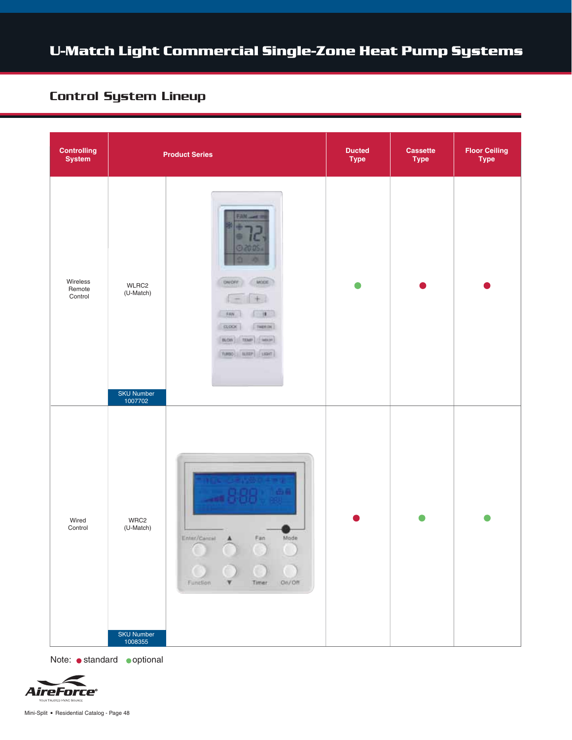# U-Match Light Commercial Single-Zone Heat Pump Systems

## Control System Lineup

| Controlling System | Product Series | | Ducted Type | Cassette Type | Floor Ceiling Type |
|---|---|---|---|---|---|
| Wireless Remote Control | WLRC2 (U-Match) SKU Number 1007702 | | ● (optional) | ● (standard) | ● (standard) |
| Wired Control | WRC2 (U-Match) SKU Number 1008355 | | ● (standard) | ● (optional) | ● (optional) |

Note: ● standard ● optional

Mini-Split ▪ Residential Catalog - Page 48